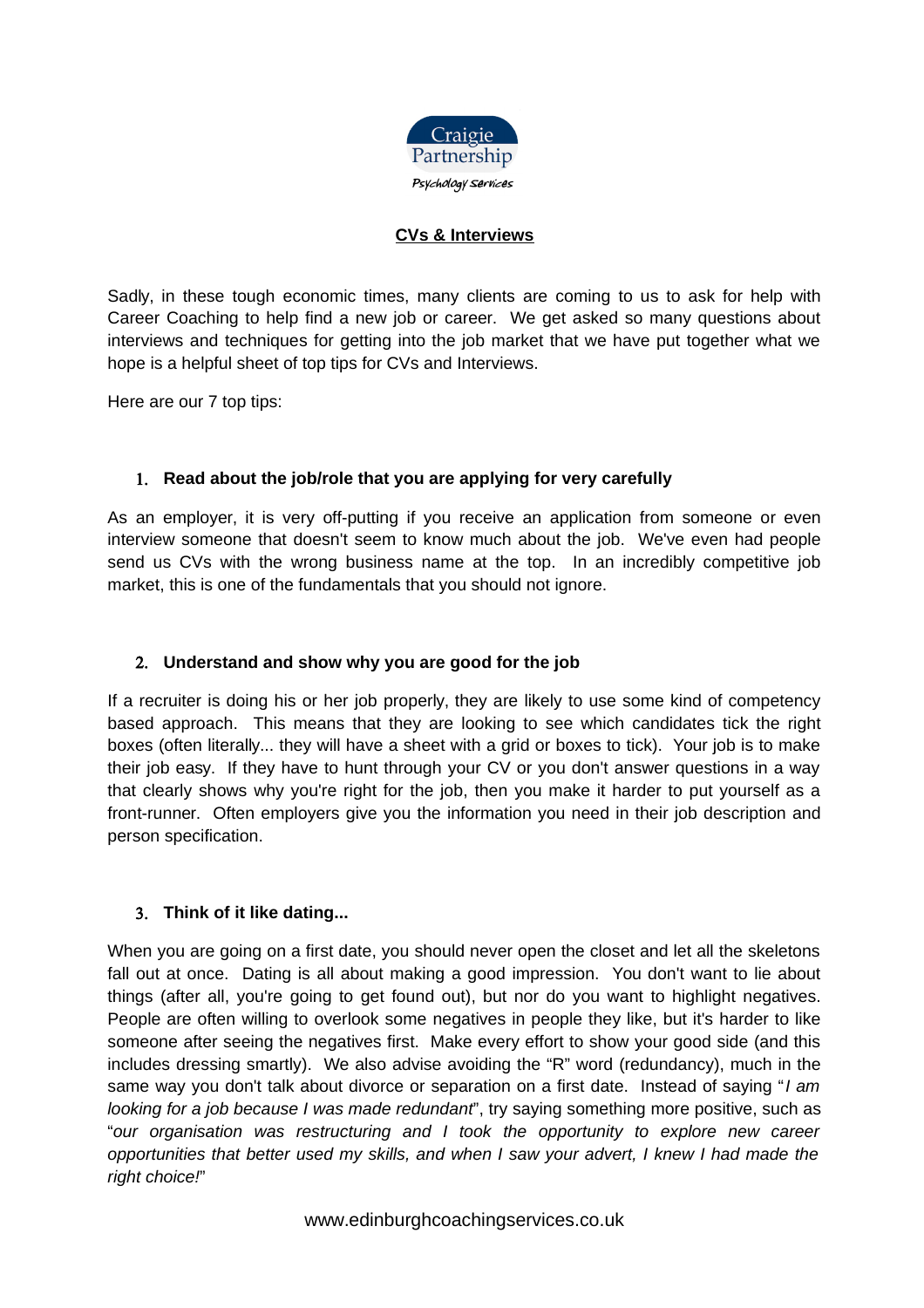Craigie Partnership

Psychology Services

## CVs & Interviews

Sadly, in these tough economic times, many clients are coming to us to ask for help with Career Coaching to help find a new job or career. We get asked so many questions about interviews and techniques for getting into the job market that we have put together what we hope is a helpful sheet of top tips for CVs and Interviews.

Here are our 7 top tips:

### 1. Read about the job/role that you are applying for very carefully

As an employer, it is very off-putting if you receive an application from someone or even interview someone that doesn't seem to know much about the job. We've even had people send us CVs with the wrong business name at the top. In an incredibly competitive job market, this is one of the fundamentals that you should not ignore.

### 2. Understand and show why you are good for the job

If a recruiter is doing his or her job properly, they are likely to use some kind of competency based approach. This means that they are looking to see which candidates tick the right boxes (often literally... they will have a sheet with a grid or boxes to tick). Your job is to make their job easy. If they have to hunt through your CV or you don't answer questions in a way that clearly shows why you're right for the job, then you make it harder to put yourself as a front-runner. Often employers give you the information you need in their job description and person specification.

### 3. Think of it like dating...

When you are going on a first date, you should never open the closet and let all the skeletons fall out at once. Dating is all about making a good impression. You don't want to lie about things (after all, you're going to get found out), but nor do you want to highlight negatives. People are often willing to overlook some negatives in people they like, but it's harder to like someone after seeing the negatives first. Make every effort to show your good side (and this includes dressing smartly). We also advise avoiding the "R" word (redundancy), much in the same way you don't talk about divorce or separation on a first date. Instead of saying "*I am looking for a job because I was made redundant*", try saying something more positive, such as "*our organisation was restructuring and I took the opportunity to explore new career opportunities that better used my skills, and when I saw your advert, I knew I had made the right choice!*"

www.edinburghcoachingservices.co.uk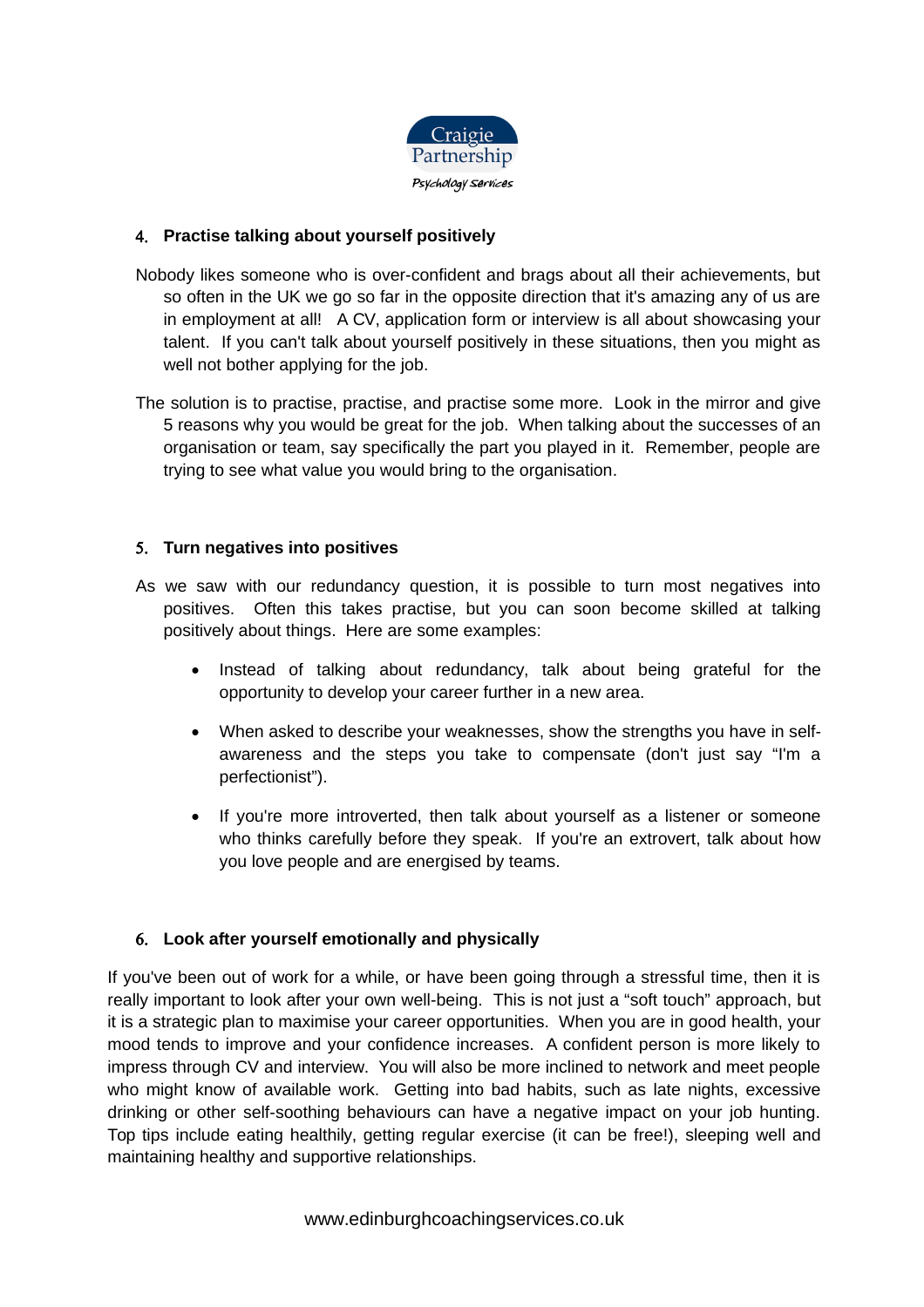4. **Practise talking about yourself positively**

Nobody likes someone who is over-confident and brags about all their achievements, but so often in the UK we go so far in the opposite direction that it's amazing any of us are in employment at all! A CV, application form or interview is all about showcasing your talent. If you can't talk about yourself positively in these situations, then you might as well not bother applying for the job.

The solution is to practise, practise, and practise some more. Look in the mirror and give 5 reasons why you would be great for the job. When talking about the successes of an organisation or team, say specifically the part you played in it. Remember, people are trying to see what value you would bring to the organisation.

5. **Turn negatives into positives**

As we saw with our redundancy question, it is possible to turn most negatives into positives. Often this takes practise, but you can soon become skilled at talking positively about things. Here are some examples:

- Instead of talking about redundancy, talk about being grateful for the opportunity to develop your career further in a new area.
- When asked to describe your weaknesses, show the strengths you have in self-awareness and the steps you take to compensate (don't just say "I'm a perfectionist").
- If you're more introverted, then talk about yourself as a listener or someone who thinks carefully before they speak. If you're an extrovert, talk about how you love people and are energised by teams.

6. **Look after yourself emotionally and physically**

If you've been out of work for a while, or have been going through a stressful time, then it is really important to look after your own well-being. This is not just a "soft touch" approach, but it is a strategic plan to maximise your career opportunities. When you are in good health, your mood tends to improve and your confidence increases. A confident person is more likely to impress through CV and interview. You will also be more inclined to network and meet people who might know of available work. Getting into bad habits, such as late nights, excessive drinking or other self-soothing behaviours can have a negative impact on your job hunting. Top tips include eating healthily, getting regular exercise (it can be free!), sleeping well and maintaining healthy and supportive relationships.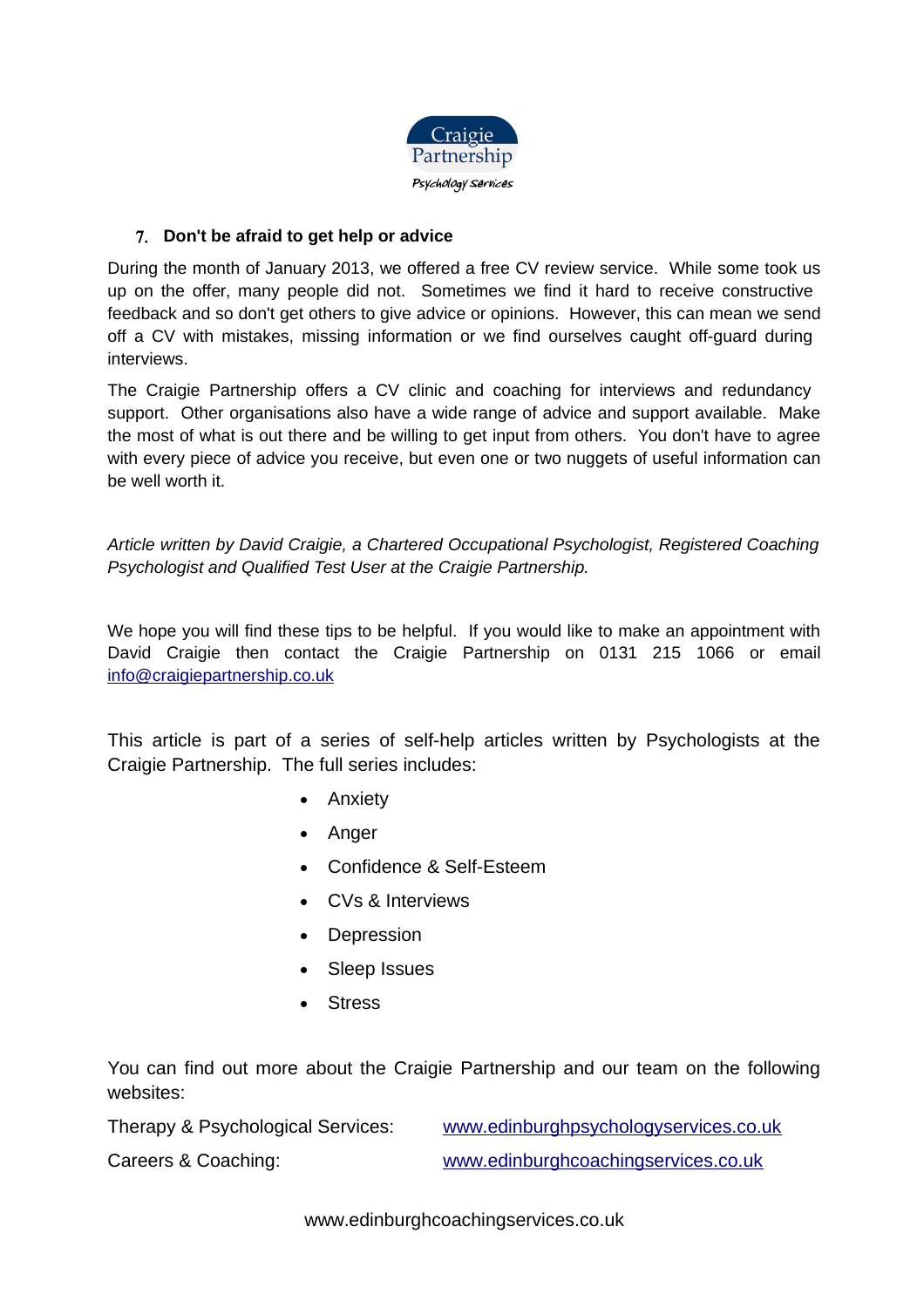### 7. Don't be afraid to get help or advice

During the month of January 2013, we offered a free CV review service. While some took us up on the offer, many people did not. Sometimes we find it hard to receive constructive feedback and so don't get others to give advice or opinions. However, this can mean we send off a CV with mistakes, missing information or we find ourselves caught off-guard during interviews.

The Craigie Partnership offers a CV clinic and coaching for interviews and redundancy support. Other organisations also have a wide range of advice and support available. Make the most of what is out there and be willing to get input from others. You don't have to agree with every piece of advice you receive, but even one or two nuggets of useful information can be well worth it.

*Article written by David Craigie, a Chartered Occupational Psychologist, Registered Coaching Psychologist and Qualified Test User at the Craigie Partnership.*

We hope you will find these tips to be helpful. If you would like to make an appointment with David Craigie then contact the Craigie Partnership on 0131 215 1066 or email info@craigiepartnership.co.uk

This article is part of a series of self-help articles written by Psychologists at the Craigie Partnership. The full series includes:

- Anxiety
- Anger
- Confidence & Self-Esteem
- CVs & Interviews
- Depression
- Sleep Issues
- Stress

You can find out more about the Craigie Partnership and our team on the following websites:

Therapy & Psychological Services: www.edinburghpsychologyservices.co.uk

Careers & Coaching: www.edinburghcoachingservices.co.uk